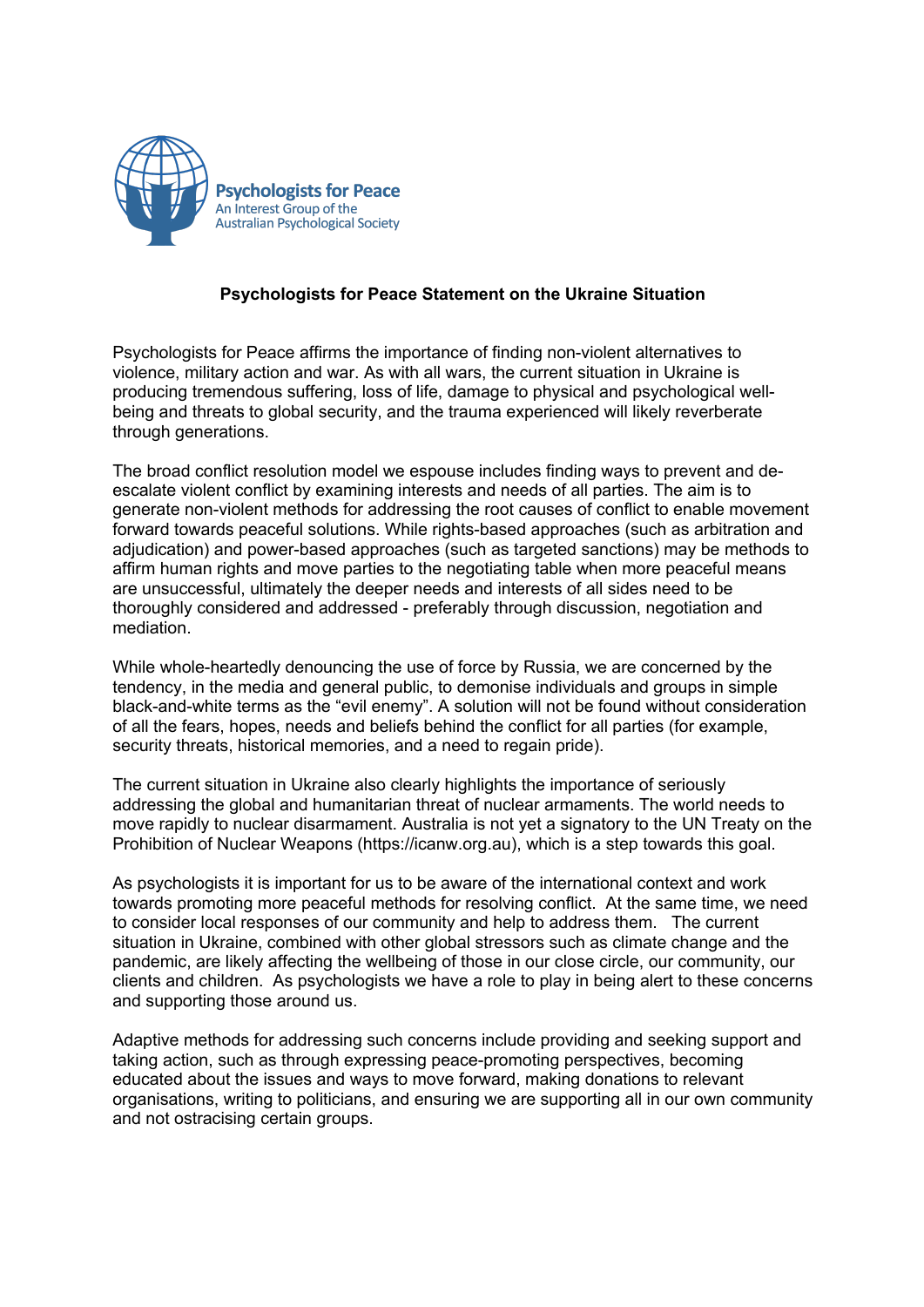Psychologists for Peace
An Interest Group of the
Australian Psychological Society

# Psychologists for Peace Statement on the Ukraine Situation

Psychologists for Peace affirms the importance of finding non-violent alternatives to violence, military action and war. As with all wars, the current situation in Ukraine is producing tremendous suffering, loss of life, damage to physical and psychological well-being and threats to global security, and the trauma experienced will likely reverberate through generations.

The broad conflict resolution model we espouse includes finding ways to prevent and de-escalate violent conflict by examining interests and needs of all parties. The aim is to generate non-violent methods for addressing the root causes of conflict to enable movement forward towards peaceful solutions. While rights-based approaches (such as arbitration and adjudication) and power-based approaches (such as targeted sanctions) may be methods to affirm human rights and move parties to the negotiating table when more peaceful means are unsuccessful, ultimately the deeper needs and interests of all sides need to be thoroughly considered and addressed - preferably through discussion, negotiation and mediation.

While whole-heartedly denouncing the use of force by Russia, we are concerned by the tendency, in the media and general public, to demonise individuals and groups in simple black-and-white terms as the "evil enemy". A solution will not be found without consideration of all the fears, hopes, needs and beliefs behind the conflict for all parties (for example, security threats, historical memories, and a need to regain pride).

The current situation in Ukraine also clearly highlights the importance of seriously addressing the global and humanitarian threat of nuclear armaments. The world needs to move rapidly to nuclear disarmament. Australia is not yet a signatory to the UN Treaty on the Prohibition of Nuclear Weapons (https://icanw.org.au), which is a step towards this goal.

As psychologists it is important for us to be aware of the international context and work towards promoting more peaceful methods for resolving conflict. At the same time, we need to consider local responses of our community and help to address them. The current situation in Ukraine, combined with other global stressors such as climate change and the pandemic, are likely affecting the wellbeing of those in our close circle, our community, our clients and children. As psychologists we have a role to play in being alert to these concerns and supporting those around us.

Adaptive methods for addressing such concerns include providing and seeking support and taking action, such as through expressing peace-promoting perspectives, becoming educated about the issues and ways to move forward, making donations to relevant organisations, writing to politicians, and ensuring we are supporting all in our own community and not ostracising certain groups.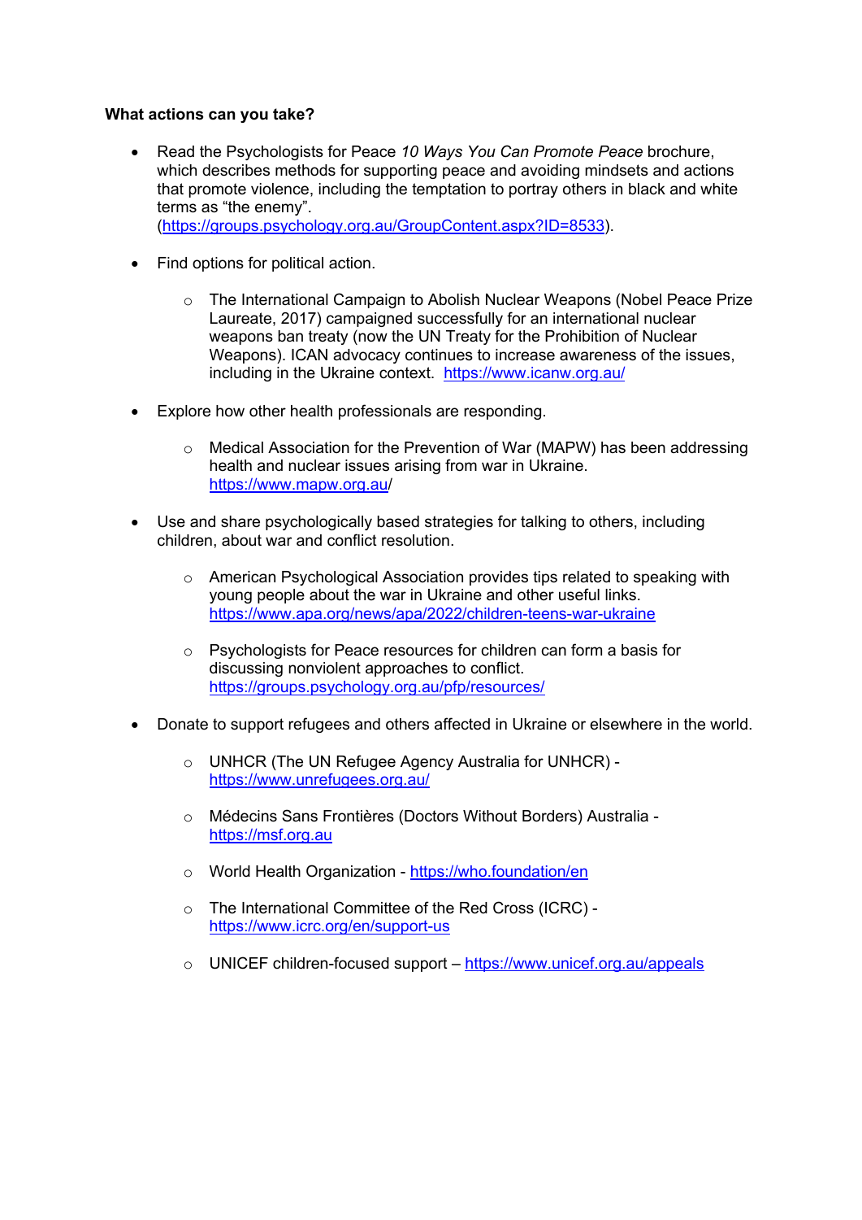**What actions can you take?**

- Read the Psychologists for Peace *10 Ways You Can Promote Peace* brochure, which describes methods for supporting peace and avoiding mindsets and actions that promote violence, including the temptation to portray others in black and white terms as "the enemy". (https://groups.psychology.org.au/GroupContent.aspx?ID=8533).

- Find options for political action.
  - The International Campaign to Abolish Nuclear Weapons (Nobel Peace Prize Laureate, 2017) campaigned successfully for an international nuclear weapons ban treaty (now the UN Treaty for the Prohibition of Nuclear Weapons). ICAN advocacy continues to increase awareness of the issues, including in the Ukraine context. https://www.icanw.org.au/

- Explore how other health professionals are responding.
  - Medical Association for the Prevention of War (MAPW) has been addressing health and nuclear issues arising from war in Ukraine. https://www.mapw.org.au/

- Use and share psychologically based strategies for talking to others, including children, about war and conflict resolution.
  - American Psychological Association provides tips related to speaking with young people about the war in Ukraine and other useful links. https://www.apa.org/news/apa/2022/children-teens-war-ukraine
  - Psychologists for Peace resources for children can form a basis for discussing nonviolent approaches to conflict. https://groups.psychology.org.au/pfp/resources/

- Donate to support refugees and others affected in Ukraine or elsewhere in the world.
  - UNHCR (The UN Refugee Agency Australia for UNHCR) - https://www.unrefugees.org.au/
  - Médecins Sans Frontières (Doctors Without Borders) Australia - https://msf.org.au
  - World Health Organization - https://who.foundation/en
  - The International Committee of the Red Cross (ICRC) - https://www.icrc.org/en/support-us
  - UNICEF children-focused support – https://www.unicef.org.au/appeals